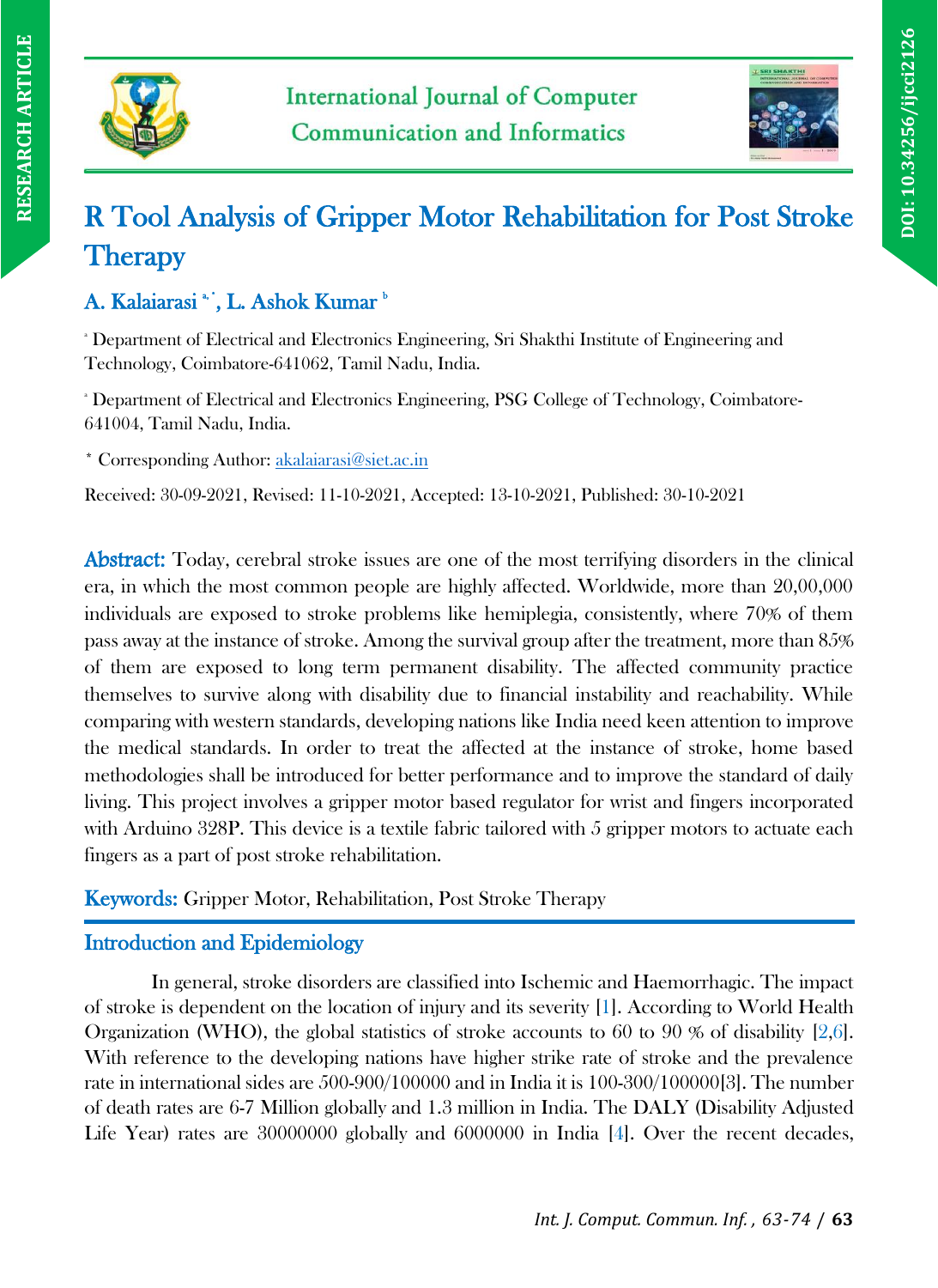# R Tool Analysis of Gripper Motor Rehabilitation for Post Stroke Therapy

## A. Kalaiarasi [a,*], L. Ashok Kumar [b]

[a] Department of Electrical and Electronics Engineering, Sri Shakthi Institute of Engineering and Technology, Coimbatore-641062, Tamil Nadu, India.

[a] Department of Electrical and Electronics Engineering, PSG College of Technology, Coimbatore-641004, Tamil Nadu, India.

* Corresponding Author: akalaiarasi@siet.ac.in

Received: 30-09-2021, Revised: 11-10-2021, Accepted: 13-10-2021, Published: 30-10-2021

**Abstract:** Today, cerebral stroke issues are one of the most terrifying disorders in the clinical era, in which the most common people are highly affected. Worldwide, more than 20,00,000 individuals are exposed to stroke problems like hemiplegia, consistently, where 70% of them pass away at the instance of stroke. Among the survival group after the treatment, more than 85% of them are exposed to long term permanent disability. The affected community practice themselves to survive along with disability due to financial instability and reachability. While comparing with western standards, developing nations like India need keen attention to improve the medical standards. In order to treat the affected at the instance of stroke, home based methodologies shall be introduced for better performance and to improve the standard of daily living. This project involves a gripper motor based regulator for wrist and fingers incorporated with Arduino 328P. This device is a textile fabric tailored with 5 gripper motors to actuate each fingers as a part of post stroke rehabilitation.

**Keywords:** Gripper Motor, Rehabilitation, Post Stroke Therapy

## Introduction and Epidemiology

In general, stroke disorders are classified into Ischemic and Haemorrhagic. The impact of stroke is dependent on the location of injury and its severity [1]. According to World Health Organization (WHO), the global statistics of stroke accounts to 60 to 90 % of disability [2,6]. With reference to the developing nations have higher strike rate of stroke and the prevalence rate in international sides are 500-900/100000 and in India it is 100-300/100000[3]. The number of death rates are 6-7 Million globally and 1.3 million in India. The DALY (Disability Adjusted Life Year) rates are 30000000 globally and 6000000 in India [4]. Over the recent decades,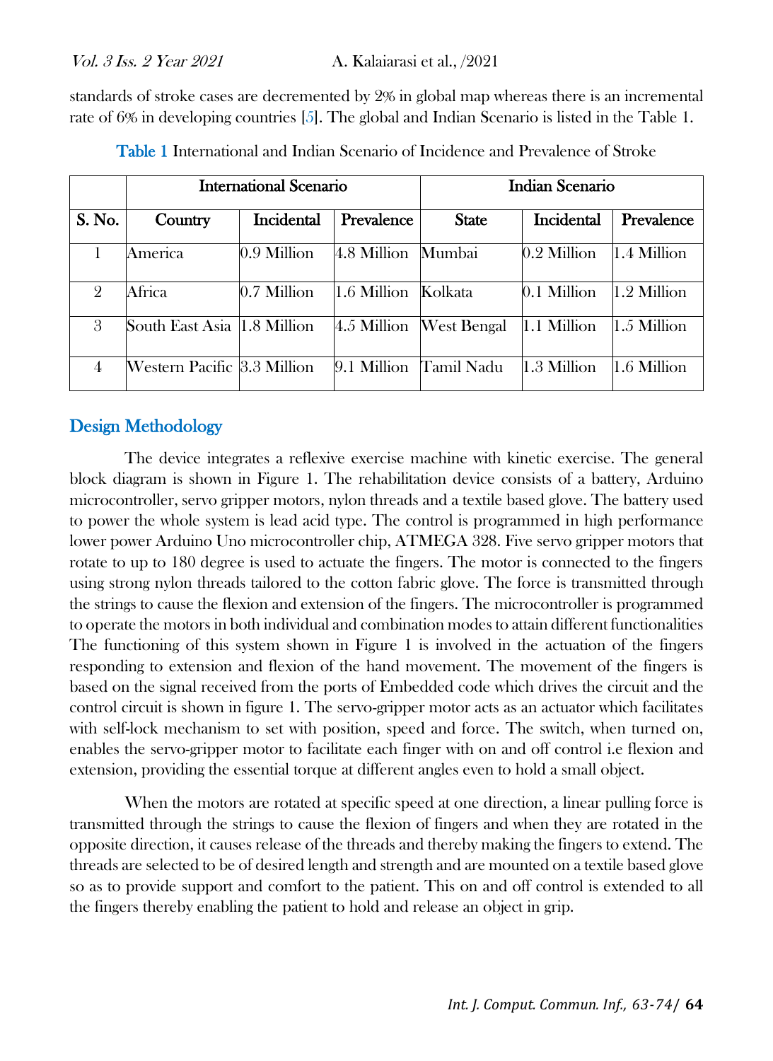standards of stroke cases are decremented by 2% in global map whereas there is an incremental rate of 6% in developing countries [5]. The global and Indian Scenario is listed in the Table 1.

**Table 1** International and Indian Scenario of Incidence and Prevalence of Stroke

| | International Scenario | | | Indian Scenario | | |
|---|---|---|---|---|---|---|
| **S. No.** | **Country** | **Incidental** | **Prevalence** | **State** | **Incidental** | **Prevalence** |
| 1 | America | 0.9 Million | 4.8 Million | Mumbai | 0.2 Million | 1.4 Million |
| 2 | Africa | 0.7 Million | 1.6 Million | Kolkata | 0.1 Million | 1.2 Million |
| 3 | South East Asia | 1.8 Million | 4.5 Million | West Bengal | 1.1 Million | 1.5 Million |
| 4 | Western Pacific | 3.3 Million | 9.1 Million | Tamil Nadu | 1.3 Million | 1.6 Million |

## Design Methodology

The device integrates a reflexive exercise machine with kinetic exercise. The general block diagram is shown in Figure 1. The rehabilitation device consists of a battery, Arduino microcontroller, servo gripper motors, nylon threads and a textile based glove. The battery used to power the whole system is lead acid type. The control is programmed in high performance lower power Arduino Uno microcontroller chip, ATMEGA 328. Five servo gripper motors that rotate to up to 180 degree is used to actuate the fingers. The motor is connected to the fingers using strong nylon threads tailored to the cotton fabric glove. The force is transmitted through the strings to cause the flexion and extension of the fingers. The microcontroller is programmed to operate the motors in both individual and combination modes to attain different functionalities The functioning of this system shown in Figure 1 is involved in the actuation of the fingers responding to extension and flexion of the hand movement. The movement of the fingers is based on the signal received from the ports of Embedded code which drives the circuit and the control circuit is shown in figure 1. The servo-gripper motor acts as an actuator which facilitates with self-lock mechanism to set with position, speed and force. The switch, when turned on, enables the servo-gripper motor to facilitate each finger with on and off control i.e flexion and extension, providing the essential torque at different angles even to hold a small object.

When the motors are rotated at specific speed at one direction, a linear pulling force is transmitted through the strings to cause the flexion of fingers and when they are rotated in the opposite direction, it causes release of the threads and thereby making the fingers to extend. The threads are selected to be of desired length and strength and are mounted on a textile based glove so as to provide support and comfort to the patient. This on and off control is extended to all the fingers thereby enabling the patient to hold and release an object in grip.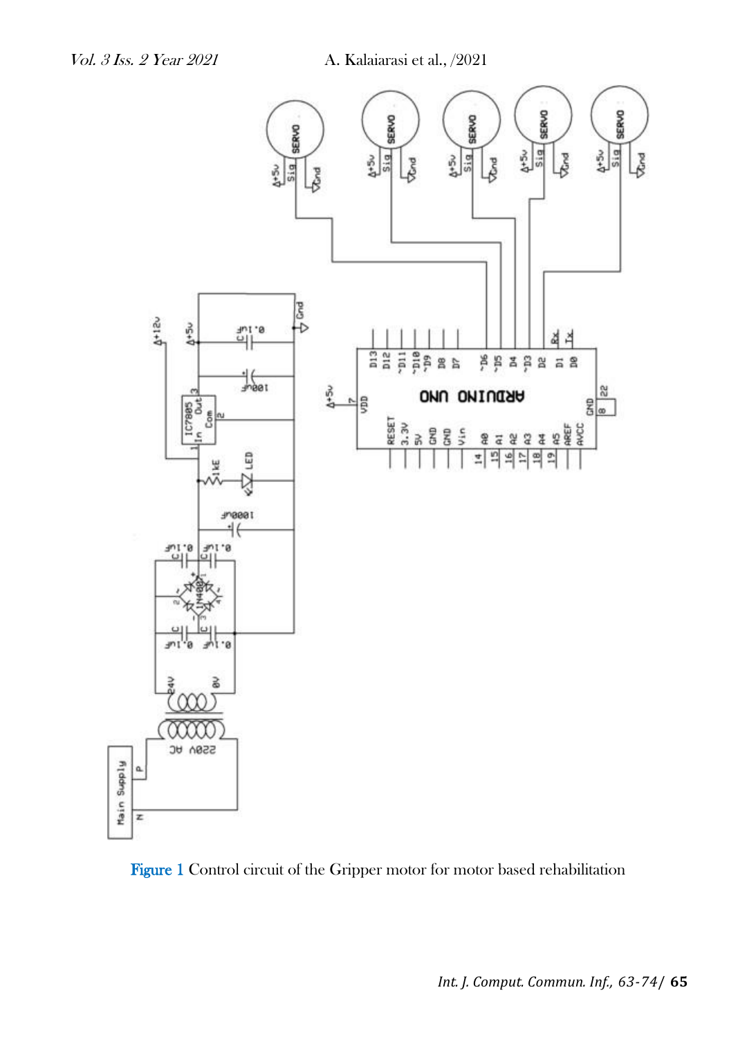Figure 1 Control circuit of the Gripper motor for motor based rehabilitation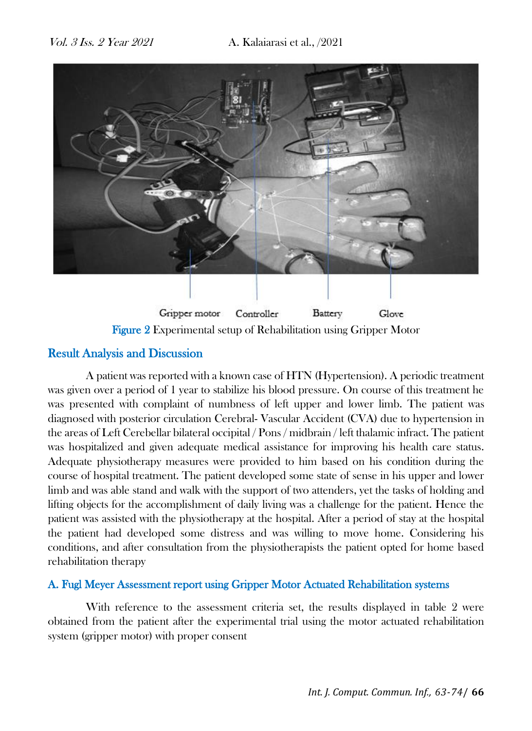Gripper motor Controller Battery Glove

Figure 2 Experimental setup of Rehabilitation using Gripper Motor

## Result Analysis and Discussion

A patient was reported with a known case of HTN (Hypertension). A periodic treatment was given over a period of 1 year to stabilize his blood pressure. On course of this treatment he was presented with complaint of numbness of left upper and lower limb. The patient was diagnosed with posterior circulation Cerebral- Vascular Accident (CVA) due to hypertension in the areas of Left Cerebellar bilateral occipital / Pons / midbrain / left thalamic infract. The patient was hospitalized and given adequate medical assistance for improving his health care status. Adequate physiotherapy measures were provided to him based on his condition during the course of hospital treatment. The patient developed some state of sense in his upper and lower limb and was able stand and walk with the support of two attenders, yet the tasks of holding and lifting objects for the accomplishment of daily living was a challenge for the patient. Hence the patient was assisted with the physiotherapy at the hospital. After a period of stay at the hospital the patient had developed some distress and was willing to move home. Considering his conditions, and after consultation from the physiotherapists the patient opted for home based rehabilitation therapy

### A. Fugl Meyer Assessment report using Gripper Motor Actuated Rehabilitation systems

With reference to the assessment criteria set, the results displayed in table 2 were obtained from the patient after the experimental trial using the motor actuated rehabilitation system (gripper motor) with proper consent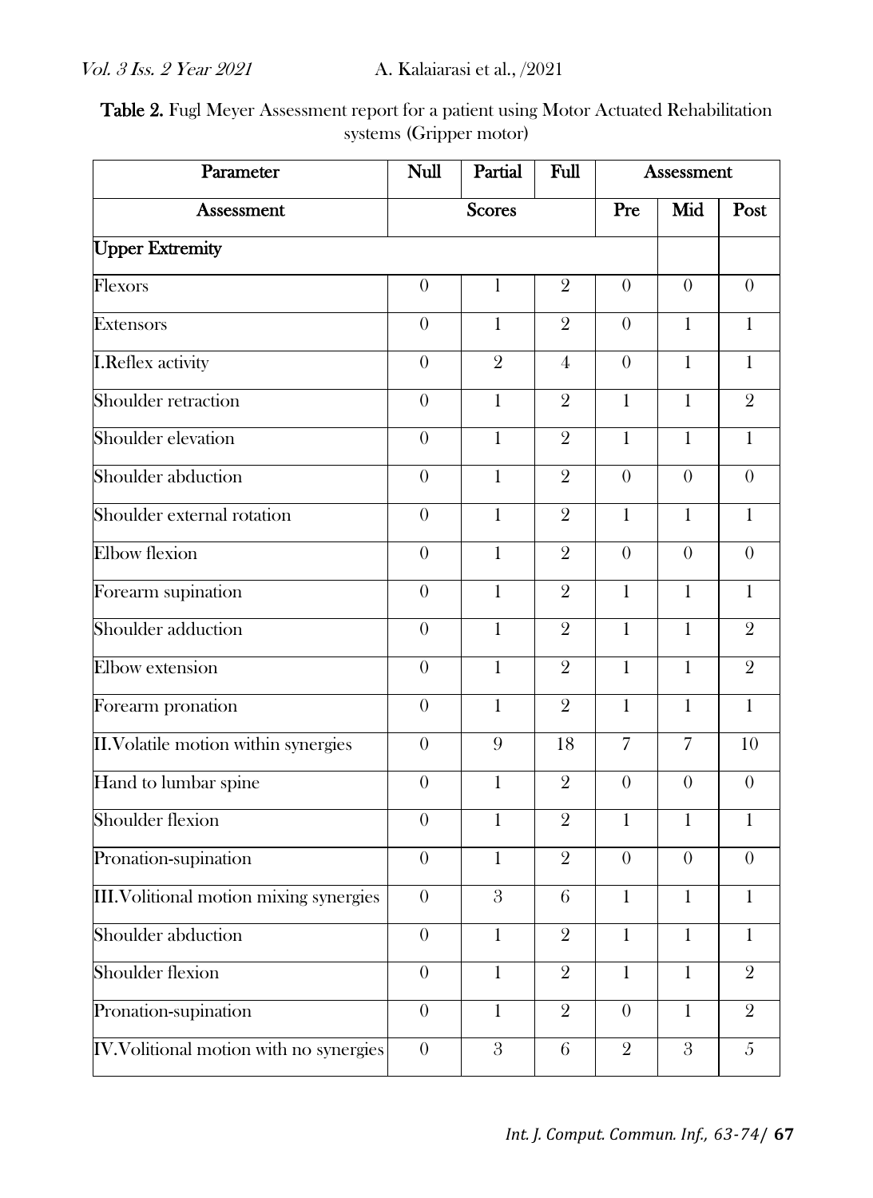**Table 2.** Fugl Meyer Assessment report for a patient using Motor Actuated Rehabilitation systems (Gripper motor)

| Parameter | Null | Partial | Full | Assessment | | |
|---|---|---|---|---|---|---|
| Assessment | Scores | | | Pre | Mid | Post |
| **Upper Extremity** | | | | | | |
| Flexors | 0 | 1 | 2 | 0 | 0 | 0 |
| Extensors | 0 | 1 | 2 | 0 | 1 | 1 |
| I.Reflex activity | 0 | 2 | 4 | 0 | 1 | 1 |
| Shoulder retraction | 0 | 1 | 2 | 1 | 1 | 2 |
| Shoulder elevation | 0 | 1 | 2 | 1 | 1 | 1 |
| Shoulder abduction | 0 | 1 | 2 | 0 | 0 | 0 |
| Shoulder external rotation | 0 | 1 | 2 | 1 | 1 | 1 |
| Elbow flexion | 0 | 1 | 2 | 0 | 0 | 0 |
| Forearm supination | 0 | 1 | 2 | 1 | 1 | 1 |
| Shoulder adduction | 0 | 1 | 2 | 1 | 1 | 2 |
| Elbow extension | 0 | 1 | 2 | 1 | 1 | 2 |
| Forearm pronation | 0 | 1 | 2 | 1 | 1 | 1 |
| II.Volatile motion within synergies | 0 | 9 | 18 | 7 | 7 | 10 |
| Hand to lumbar spine | 0 | 1 | 2 | 0 | 0 | 0 |
| Shoulder flexion | 0 | 1 | 2 | 1 | 1 | 1 |
| Pronation-supination | 0 | 1 | 2 | 0 | 0 | 0 |
| III.Volitional motion mixing synergies | 0 | 3 | 6 | 1 | 1 | 1 |
| Shoulder abduction | 0 | 1 | 2 | 1 | 1 | 1 |
| Shoulder flexion | 0 | 1 | 2 | 1 | 1 | 2 |
| Pronation-supination | 0 | 1 | 2 | 0 | 1 | 2 |
| IV.Volitional motion with no synergies | 0 | 3 | 6 | 2 | 3 | 5 |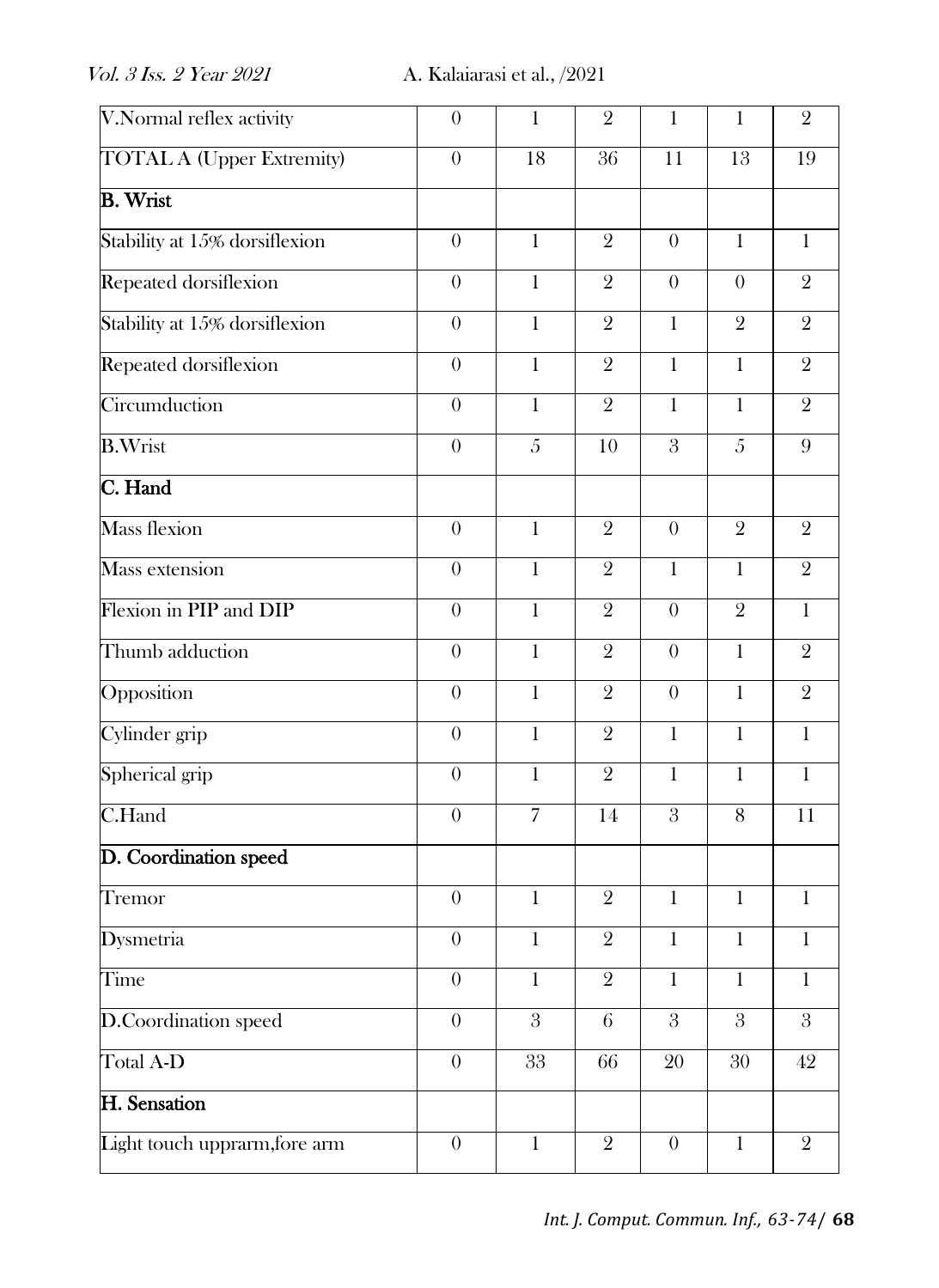| V.Normal reflex activity | 0 | 1 | 2 | 1 | 1 | 2 |
|---|---|---|---|---|---|---|
| TOTAL A (Upper Extremity) | 0 | 18 | 36 | 11 | 13 | 19 |
| **B. Wrist** | | | | | | |
| Stability at 15% dorsiflexion | 0 | 1 | 2 | 0 | 1 | 1 |
| Repeated dorsiflexion | 0 | 1 | 2 | 0 | 0 | 2 |
| Stability at 15% dorsiflexion | 0 | 1 | 2 | 1 | 2 | 2 |
| Repeated dorsiflexion | 0 | 1 | 2 | 1 | 1 | 2 |
| Circumduction | 0 | 1 | 2 | 1 | 1 | 2 |
| **B.**Wrist | 0 | 5 | 10 | 3 | 5 | 9 |
| **C. Hand** | | | | | | |
| Mass flexion | 0 | 1 | 2 | 0 | 2 | 2 |
| Mass extension | 0 | 1 | 2 | 1 | 1 | 2 |
| Flexion in PIP and DIP | 0 | 1 | 2 | 0 | 2 | 1 |
| Thumb adduction | 0 | 1 | 2 | 0 | 1 | 2 |
| Opposition | 0 | 1 | 2 | 0 | 1 | 2 |
| Cylinder grip | 0 | 1 | 2 | 1 | 1 | 1 |
| Spherical grip | 0 | 1 | 2 | 1 | 1 | 1 |
| C.Hand | 0 | 7 | 14 | 3 | 8 | 11 |
| **D. Coordination speed** | | | | | | |
| Tremor | 0 | 1 | 2 | 1 | 1 | 1 |
| Dysmetria | 0 | 1 | 2 | 1 | 1 | 1 |
| Time | 0 | 1 | 2 | 1 | 1 | 1 |
| D.Coordination speed | 0 | 3 | 6 | 3 | 3 | 3 |
| Total A-D | 0 | 33 | 66 | 20 | 30 | 42 |
| **H. Sensation** | | | | | | |
| Light touch upprarm,fore arm | 0 | 1 | 2 | 0 | 1 | 2 |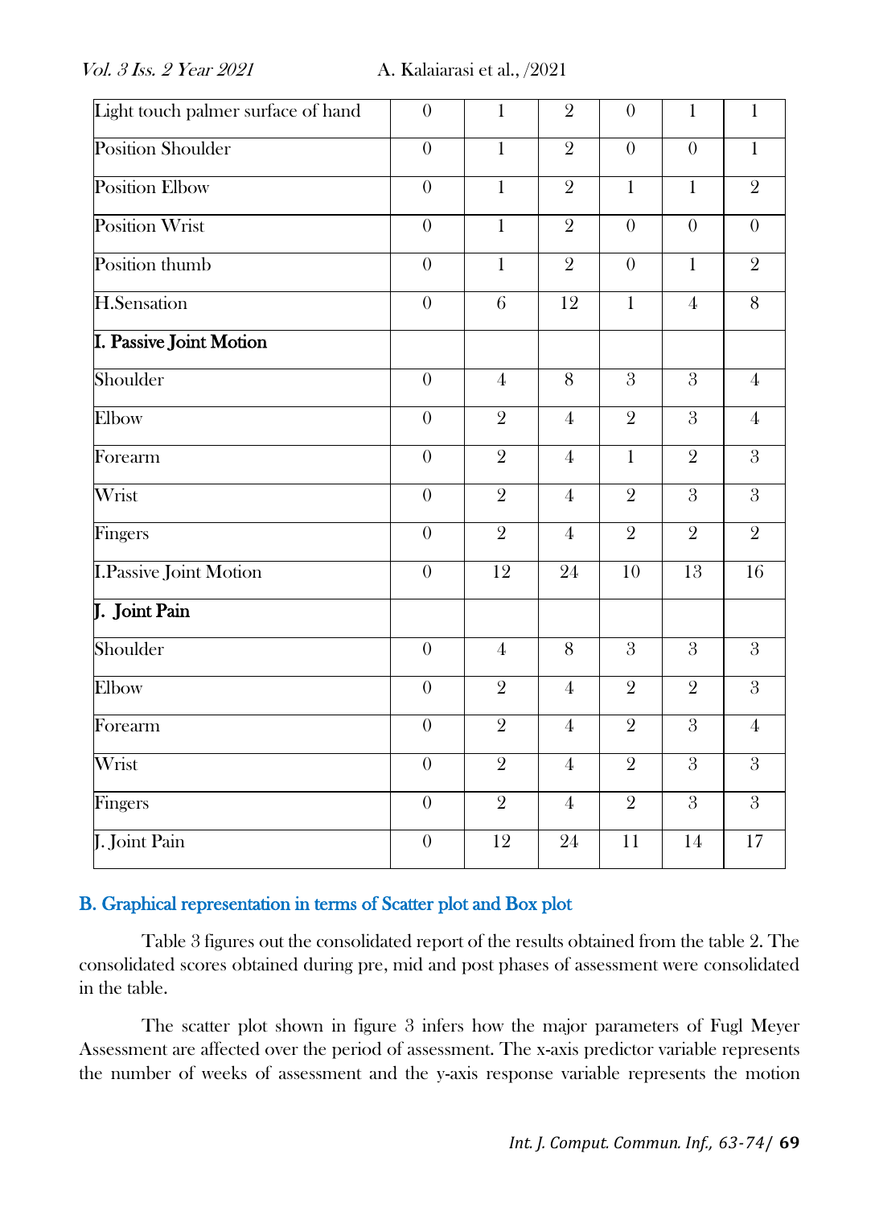| Light touch palmer surface of hand | 0 | 1 | 2 | 0 | 1 | 1 |
|---|---|---|---|---|---|---|
| Position Shoulder | 0 | 1 | 2 | 0 | 0 | 1 |
| Position Elbow | 0 | 1 | 2 | 1 | 1 | 2 |
| Position Wrist | 0 | 1 | 2 | 0 | 0 | 0 |
| Position thumb | 0 | 1 | 2 | 0 | 1 | 2 |
| H.Sensation | 0 | 6 | 12 | 1 | 4 | 8 |
| **I. Passive Joint Motion** | | | | | | |
| Shoulder | 0 | 4 | 8 | 3 | 3 | 4 |
| Elbow | 0 | 2 | 4 | 2 | 3 | 4 |
| Forearm | 0 | 2 | 4 | 1 | 2 | 3 |
| Wrist | 0 | 2 | 4 | 2 | 3 | 3 |
| Fingers | 0 | 2 | 4 | 2 | 2 | 2 |
| I.Passive Joint Motion | 0 | 12 | 24 | 10 | 13 | 16 |
| **J. Joint Pain** | | | | | | |
| Shoulder | 0 | 4 | 8 | 3 | 3 | 3 |
| Elbow | 0 | 2 | 4 | 2 | 2 | 3 |
| Forearm | 0 | 2 | 4 | 2 | 3 | 4 |
| Wrist | 0 | 2 | 4 | 2 | 3 | 3 |
| Fingers | 0 | 2 | 4 | 2 | 3 | 3 |
| J. Joint Pain | 0 | 12 | 24 | 11 | 14 | 17 |

### B. Graphical representation in terms of Scatter plot and Box plot

Table 3 figures out the consolidated report of the results obtained from the table 2. The consolidated scores obtained during pre, mid and post phases of assessment were consolidated in the table.

The scatter plot shown in figure 3 infers how the major parameters of Fugl Meyer Assessment are affected over the period of assessment. The x-axis predictor variable represents the number of weeks of assessment and the y-axis response variable represents the motion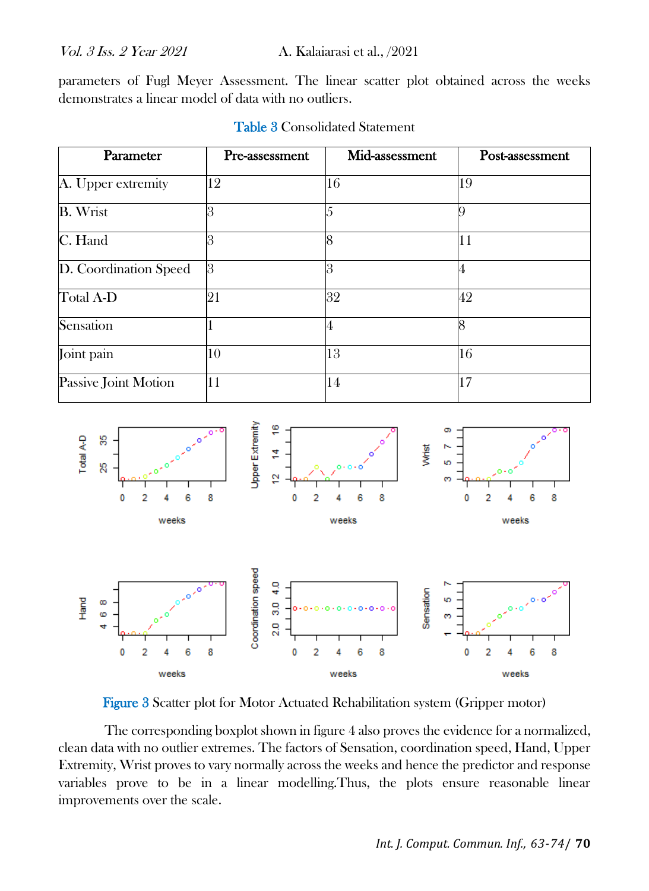parameters of Fugl Meyer Assessment. The linear scatter plot obtained across the weeks demonstrates a linear model of data with no outliers.

Table 3 Consolidated Statement

| Parameter | Pre-assessment | Mid-assessment | Post-assessment |
| --- | --- | --- | --- |
| A. Upper extremity | 12 | 16 | 19 |
| B. Wrist | 3 | 5 | 9 |
| C. Hand | 3 | 8 | 11 |
| D. Coordination Speed | 3 | 3 | 4 |
| Total A-D | 21 | 32 | 42 |
| Sensation | 1 | 4 | 8 |
| Joint pain | 10 | 13 | 16 |
| Passive Joint Motion | 11 | 14 | 17 |

Figure 3 Scatter plot for Motor Actuated Rehabilitation system (Gripper motor)

The corresponding boxplot shown in figure 4 also proves the evidence for a normalized, clean data with no outlier extremes. The factors of Sensation, coordination speed, Hand, Upper Extremity, Wrist proves to vary normally across the weeks and hence the predictor and response variables prove to be in a linear modelling.Thus, the plots ensure reasonable linear improvements over the scale.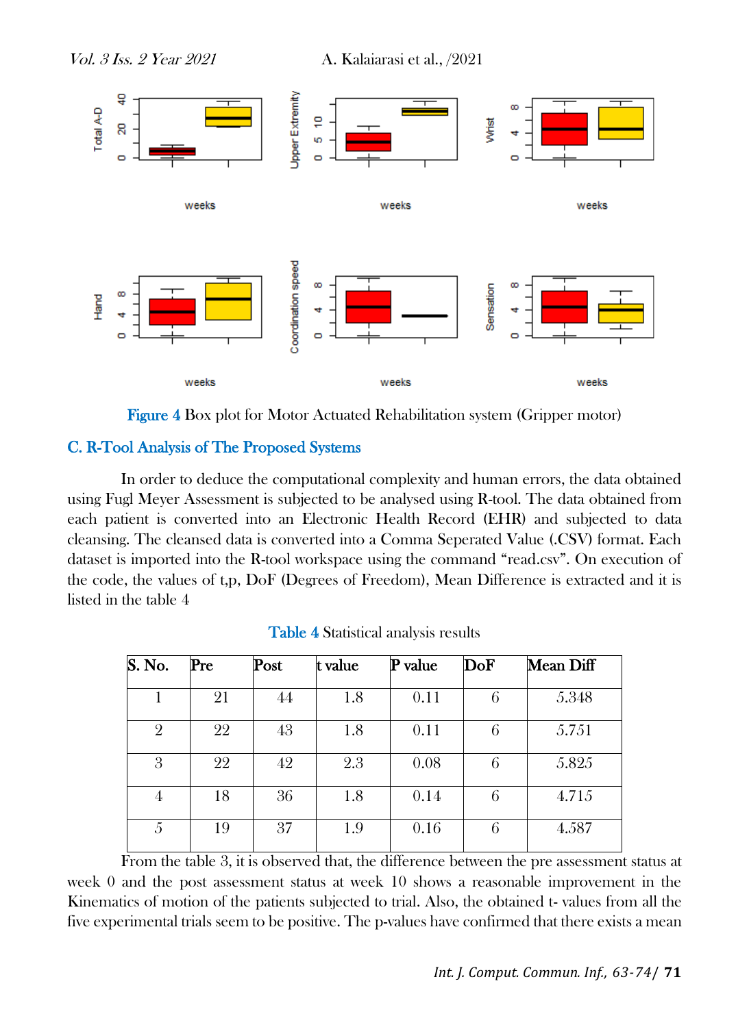Figure 4 Box plot for Motor Actuated Rehabilitation system (Gripper motor)

### C. R-Tool Analysis of The Proposed Systems

In order to deduce the computational complexity and human errors, the data obtained using Fugl Meyer Assessment is subjected to be analysed using R-tool. The data obtained from each patient is converted into an Electronic Health Record (EHR) and subjected to data cleansing. The cleansed data is converted into a Comma Seperated Value (.CSV) format. Each dataset is imported into the R-tool workspace using the command "read.csv". On execution of the code, the values of t,p, DoF (Degrees of Freedom), Mean Difference is extracted and it is listed in the table 4

Table 4 Statistical analysis results

| S. No. | Pre | Post | t value | P value | DoF | Mean Diff |
|---|---|---|---|---|---|---|
| 1 | 21 | 44 | 1.8 | 0.11 | 6 | 5.348 |
| 2 | 22 | 43 | 1.8 | 0.11 | 6 | 5.751 |
| 3 | 22 | 42 | 2.3 | 0.08 | 6 | 5.825 |
| 4 | 18 | 36 | 1.8 | 0.14 | 6 | 4.715 |
| 5 | 19 | 37 | 1.9 | 0.16 | 6 | 4.587 |

From the table 3, it is observed that, the difference between the pre assessment status at week 0 and the post assessment status at week 10 shows a reasonable improvement in the Kinematics of motion of the patients subjected to trial. Also, the obtained t- values from all the five experimental trials seem to be positive. The p-values have confirmed that there exists a mean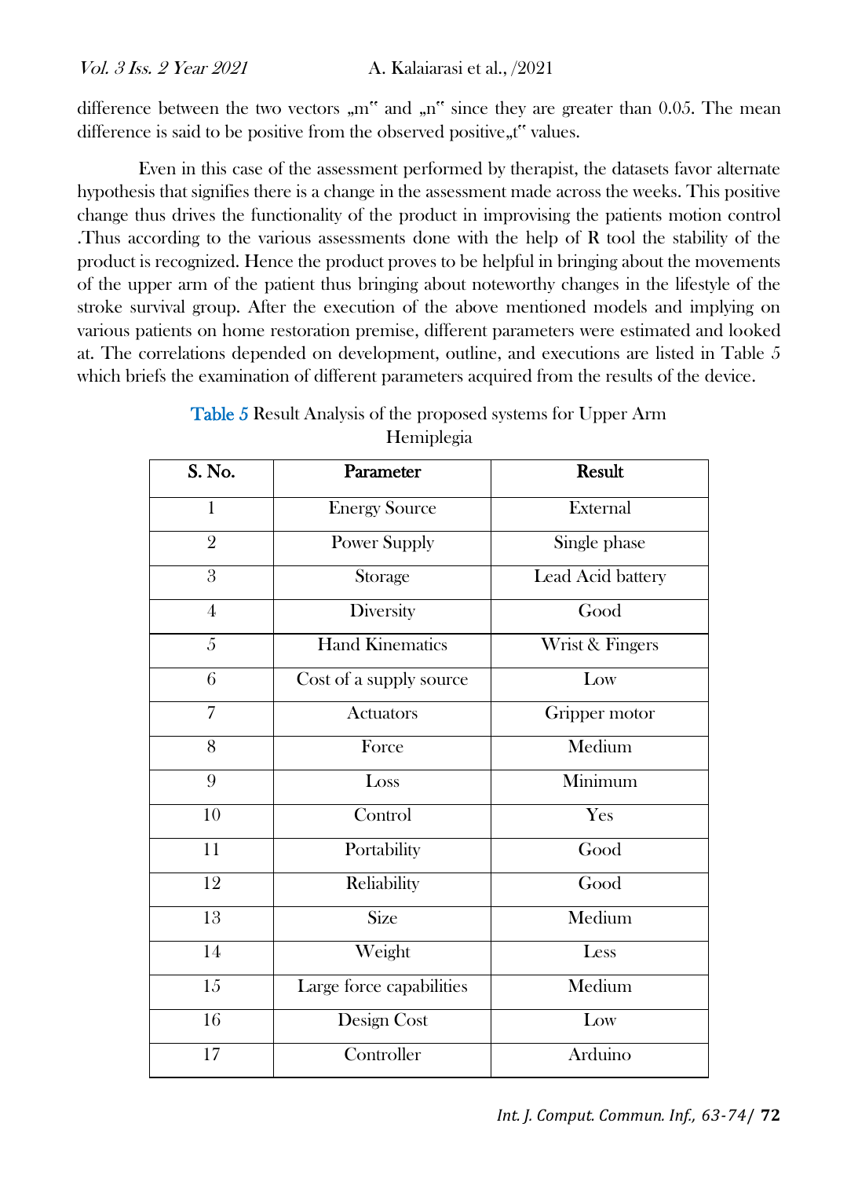difference between the two vectors „m" and „n" since they are greater than 0.05. The mean difference is said to be positive from the observed positive„t" values.

Even in this case of the assessment performed by therapist, the datasets favor alternate hypothesis that signifies there is a change in the assessment made across the weeks. This positive change thus drives the functionality of the product in improvising the patients motion control .Thus according to the various assessments done with the help of R tool the stability of the product is recognized. Hence the product proves to be helpful in bringing about the movements of the upper arm of the patient thus bringing about noteworthy changes in the lifestyle of the stroke survival group. After the execution of the above mentioned models and implying on various patients on home restoration premise, different parameters were estimated and looked at. The correlations depended on development, outline, and executions are listed in Table 5 which briefs the examination of different parameters acquired from the results of the device.

Table 5 Result Analysis of the proposed systems for Upper Arm Hemiplegia

| S. No. | Parameter | Result |
|---|---|---|
| 1 | Energy Source | External |
| 2 | Power Supply | Single phase |
| 3 | Storage | Lead Acid battery |
| 4 | Diversity | Good |
| 5 | Hand Kinematics | Wrist & Fingers |
| 6 | Cost of a supply source | Low |
| 7 | Actuators | Gripper motor |
| 8 | Force | Medium |
| 9 | Loss | Minimum |
| 10 | Control | Yes |
| 11 | Portability | Good |
| 12 | Reliability | Good |
| 13 | Size | Medium |
| 14 | Weight | Less |
| 15 | Large force capabilities | Medium |
| 16 | Design Cost | Low |
| 17 | Controller | Arduino |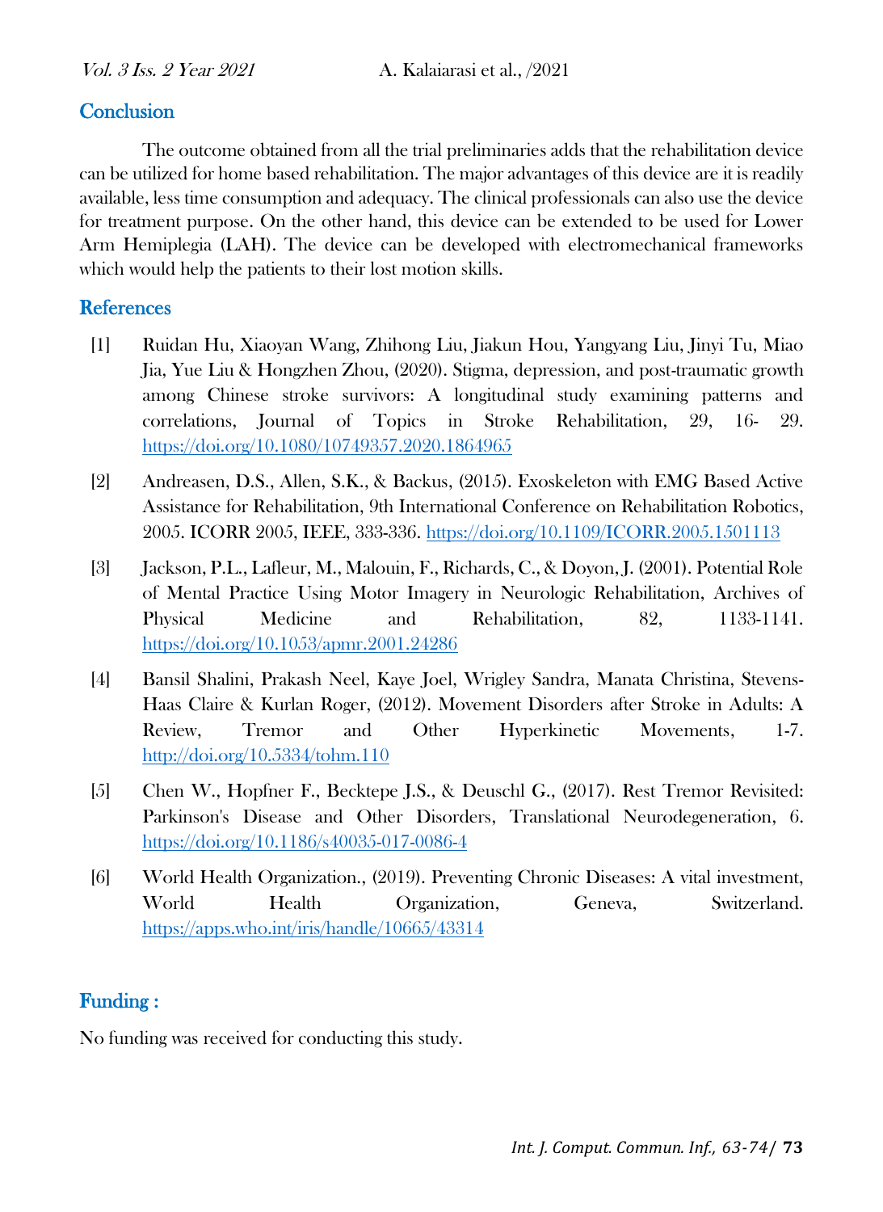## Conclusion

The outcome obtained from all the trial preliminaries adds that the rehabilitation device can be utilized for home based rehabilitation. The major advantages of this device are it is readily available, less time consumption and adequacy. The clinical professionals can also use the device for treatment purpose. On the other hand, this device can be extended to be used for Lower Arm Hemiplegia (LAH). The device can be developed with electromechanical frameworks which would help the patients to their lost motion skills.

## References

[1] Ruidan Hu, Xiaoyan Wang, Zhihong Liu, Jiakun Hou, Yangyang Liu, Jinyi Tu, Miao Jia, Yue Liu & Hongzhen Zhou, (2020). Stigma, depression, and post-traumatic growth among Chinese stroke survivors: A longitudinal study examining patterns and correlations, Journal of Topics in Stroke Rehabilitation, 29, 16- 29. https://doi.org/10.1080/10749357.2020.1864965

[2] Andreasen, D.S., Allen, S.K., & Backus, (2015). Exoskeleton with EMG Based Active Assistance for Rehabilitation, 9th International Conference on Rehabilitation Robotics, 2005. ICORR 2005, IEEE, 333-336. https://doi.org/10.1109/ICORR.2005.1501113

[3] Jackson, P.L., Lafleur, M., Malouin, F., Richards, C., & Doyon, J. (2001). Potential Role of Mental Practice Using Motor Imagery in Neurologic Rehabilitation, Archives of Physical Medicine and Rehabilitation, 82, 1133-1141. https://doi.org/10.1053/apmr.2001.24286

[4] Bansil Shalini, Prakash Neel, Kaye Joel, Wrigley Sandra, Manata Christina, Stevens-Haas Claire & Kurlan Roger, (2012). Movement Disorders after Stroke in Adults: A Review, Tremor and Other Hyperkinetic Movements, 1-7. http://doi.org/10.5334/tohm.110

[5] Chen W., Hopfner F., Becktepe J.S., & Deuschl G., (2017). Rest Tremor Revisited: Parkinson's Disease and Other Disorders, Translational Neurodegeneration, 6. https://doi.org/10.1186/s40035-017-0086-4

[6] World Health Organization., (2019). Preventing Chronic Diseases: A vital investment, World Health Organization, Geneva, Switzerland. https://apps.who.int/iris/handle/10665/43314

## Funding :

No funding was received for conducting this study.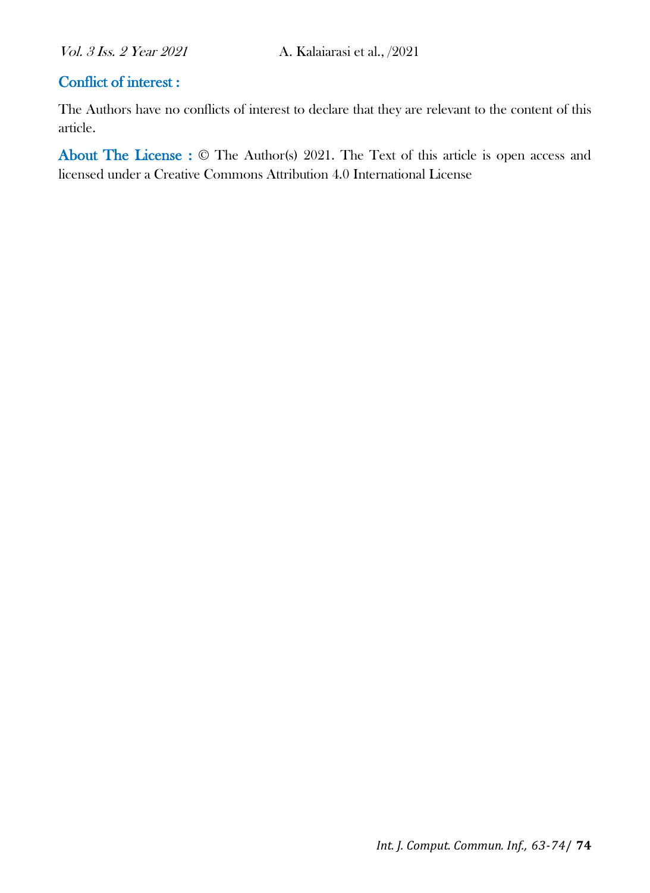## Conflict of interest :

The Authors have no conflicts of interest to declare that they are relevant to the content of this article.

**About The License :** © The Author(s) 2021. The Text of this article is open access and licensed under a Creative Commons Attribution 4.0 International License